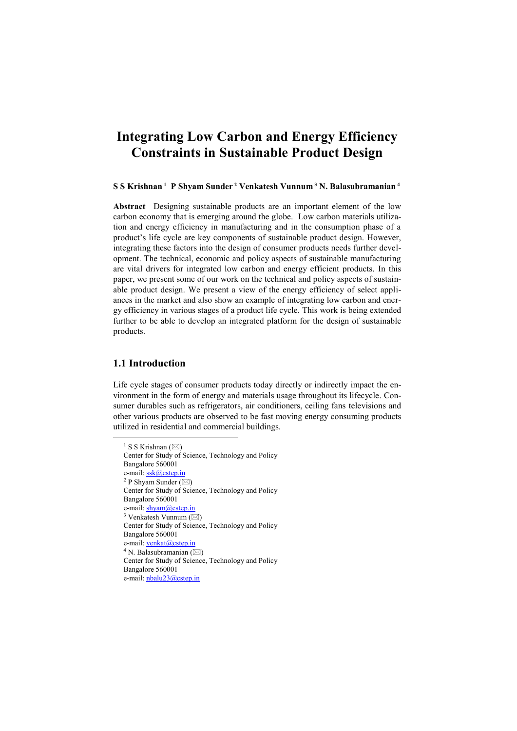# Integrating Low Carbon and Energy Efficiency Constraints in Sustainable Product Design

**S S Krishnan [1] P Shyam Sunder [2] Venkatesh Vunnum [3] N. Balasubramanian [4]**

**Abstract** Designing sustainable products are an important element of the low carbon economy that is emerging around the globe. Low carbon materials utilization and energy efficiency in manufacturing and in the consumption phase of a product's life cycle are key components of sustainable product design. However, integrating these factors into the design of consumer products needs further development. The technical, economic and policy aspects of sustainable manufacturing are vital drivers for integrated low carbon and energy efficient products. In this paper, we present some of our work on the technical and policy aspects of sustainable product design. We present a view of the energy efficiency of select appliances in the market and also show an example of integrating low carbon and energy efficiency in various stages of a product life cycle. This work is being extended further to be able to develop an integrated platform for the design of sustainable products.

## 1.1 Introduction

Life cycle stages of consumer products today directly or indirectly impact the environment in the form of energy and materials usage throughout its lifecycle. Consumer durables such as refrigerators, air conditioners, ceiling fans televisions and other various products are observed to be fast moving energy consuming products utilized in residential and commercial buildings.

---

[1] S S Krishnan (✉)
Center for Study of Science, Technology and Policy
Bangalore 560001
e-mail: ssk@cstep.in

[2] P Shyam Sunder (✉)
Center for Study of Science, Technology and Policy
Bangalore 560001
e-mail: shyam@cstep.in

[3] Venkatesh Vunnum (✉)
Center for Study of Science, Technology and Policy
Bangalore 560001
e-mail: venkat@cstep.in

[4] N. Balasubramanian (✉)
Center for Study of Science, Technology and Policy
Bangalore 560001
e-mail: nbalu23@cstep.in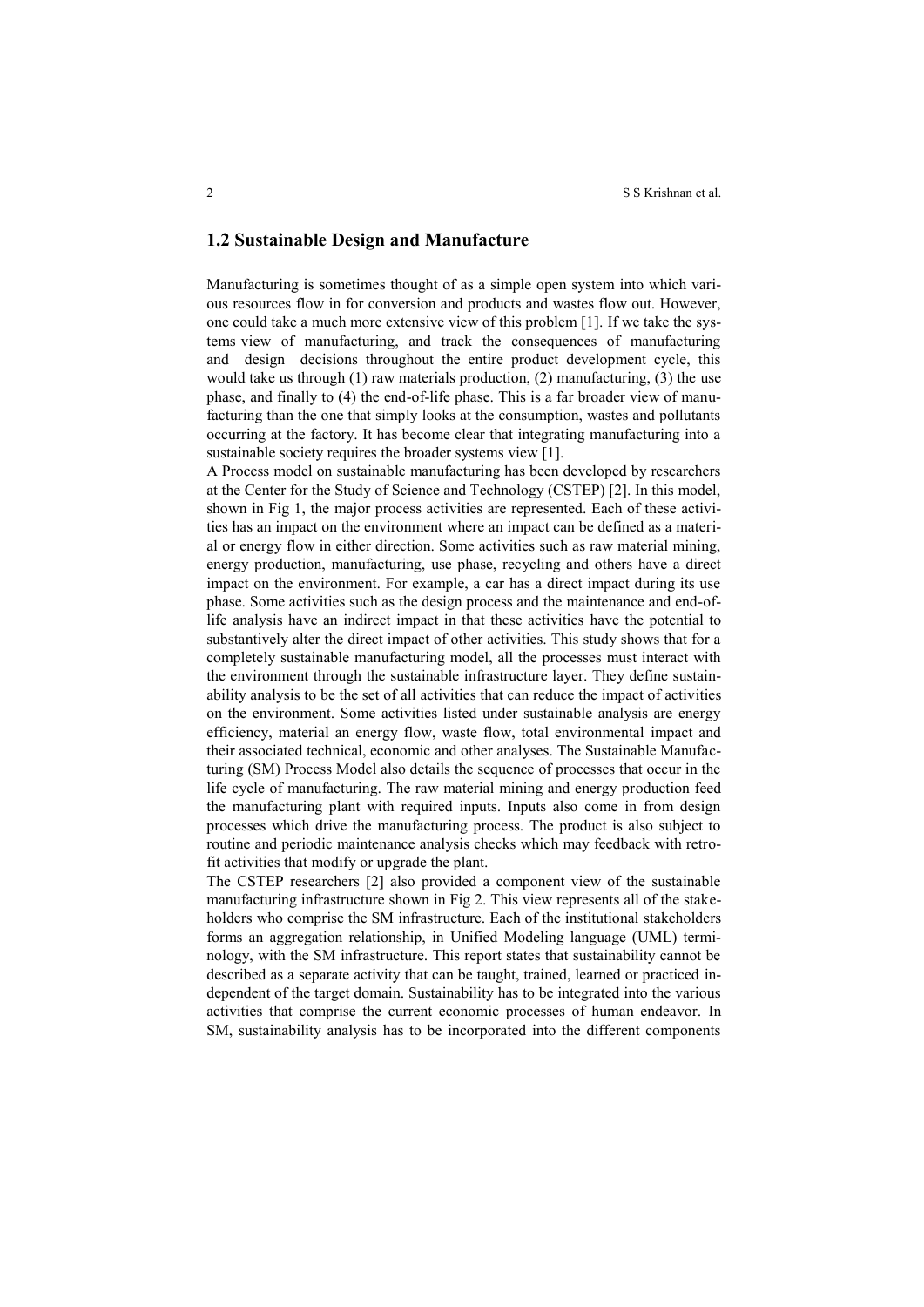## 1.2 Sustainable Design and Manufacture

Manufacturing is sometimes thought of as a simple open system into which various resources flow in for conversion and products and wastes flow out. However, one could take a much more extensive view of this problem [1]. If we take the systems view of manufacturing, and track the consequences of manufacturing and design decisions throughout the entire product development cycle, this would take us through (1) raw materials production, (2) manufacturing, (3) the use phase, and finally to (4) the end-of-life phase. This is a far broader view of manufacturing than the one that simply looks at the consumption, wastes and pollutants occurring at the factory. It has become clear that integrating manufacturing into a sustainable society requires the broader systems view [1].

A Process model on sustainable manufacturing has been developed by researchers at the Center for the Study of Science and Technology (CSTEP) [2]. In this model, shown in Fig 1, the major process activities are represented. Each of these activities has an impact on the environment where an impact can be defined as a material or energy flow in either direction. Some activities such as raw material mining, energy production, manufacturing, use phase, recycling and others have a direct impact on the environment. For example, a car has a direct impact during its use phase. Some activities such as the design process and the maintenance and end-of-life analysis have an indirect impact in that these activities have the potential to substantively alter the direct impact of other activities. This study shows that for a completely sustainable manufacturing model, all the processes must interact with the environment through the sustainable infrastructure layer. They define sustainability analysis to be the set of all activities that can reduce the impact of activities on the environment. Some activities listed under sustainable analysis are energy efficiency, material an energy flow, waste flow, total environmental impact and their associated technical, economic and other analyses. The Sustainable Manufacturing (SM) Process Model also details the sequence of processes that occur in the life cycle of manufacturing. The raw material mining and energy production feed the manufacturing plant with required inputs. Inputs also come in from design processes which drive the manufacturing process. The product is also subject to routine and periodic maintenance analysis checks which may feedback with retrofit activities that modify or upgrade the plant.

The CSTEP researchers [2] also provided a component view of the sustainable manufacturing infrastructure shown in Fig 2. This view represents all of the stakeholders who comprise the SM infrastructure. Each of the institutional stakeholders forms an aggregation relationship, in Unified Modeling language (UML) terminology, with the SM infrastructure. This report states that sustainability cannot be described as a separate activity that can be taught, trained, learned or practiced independent of the target domain. Sustainability has to be integrated into the various activities that comprise the current economic processes of human endeavor. In SM, sustainability analysis has to be incorporated into the different components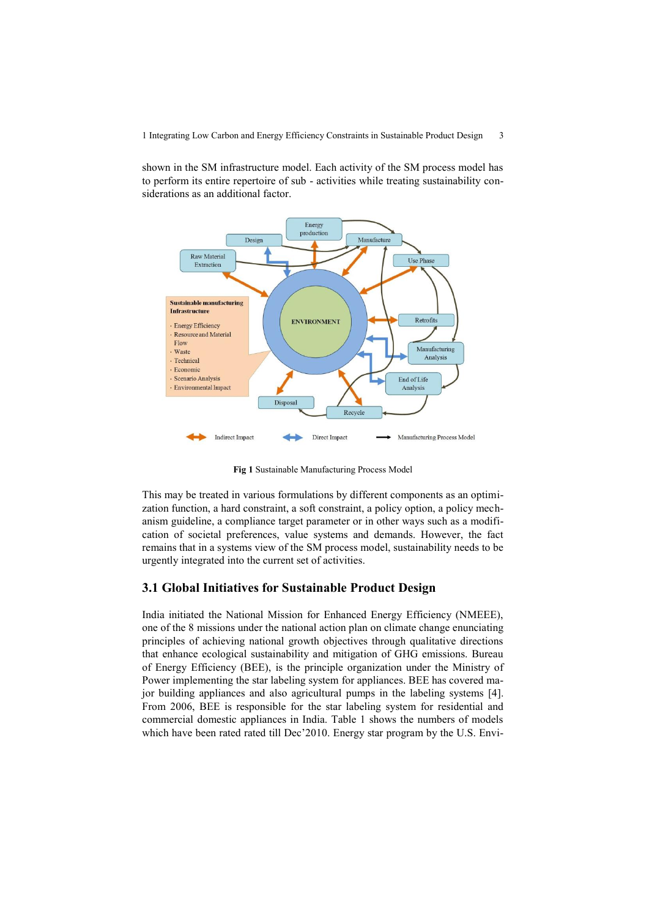shown in the SM infrastructure model. Each activity of the SM process model has to perform its entire repertoire of sub - activities while treating sustainability considerations as an additional factor.

**Fig 1** Sustainable Manufacturing Process Model

This may be treated in various formulations by different components as an optimization function, a hard constraint, a soft constraint, a policy option, a policy mechanism guideline, a compliance target parameter or in other ways such as a modification of societal preferences, value systems and demands. However, the fact remains that in a systems view of the SM process model, sustainability needs to be urgently integrated into the current set of activities.

## 3.1 Global Initiatives for Sustainable Product Design

India initiated the National Mission for Enhanced Energy Efficiency (NMEEE), one of the 8 missions under the national action plan on climate change enunciating principles of achieving national growth objectives through qualitative directions that enhance ecological sustainability and mitigation of GHG emissions. Bureau of Energy Efficiency (BEE), is the principle organization under the Ministry of Power implementing the star labeling system for appliances. BEE has covered major building appliances and also agricultural pumps in the labeling systems [4]. From 2006, BEE is responsible for the star labeling system for residential and commercial domestic appliances in India. Table 1 shows the numbers of models which have been rated rated till Dec'2010. Energy star program by the U.S. Envi-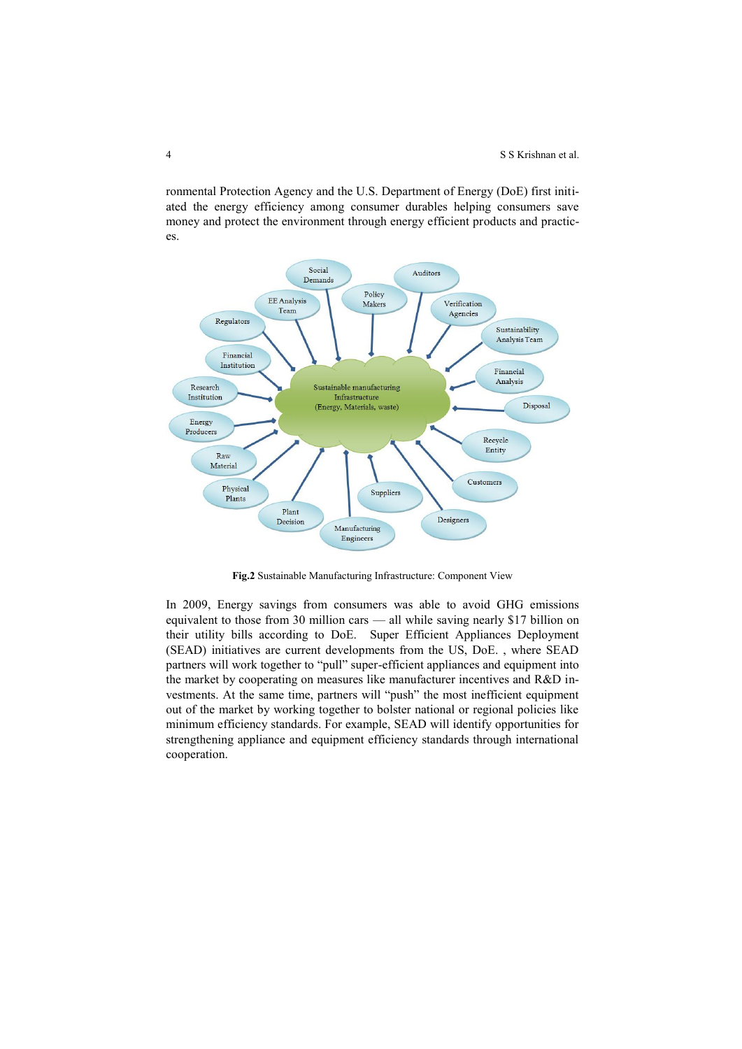ronmental Protection Agency and the U.S. Department of Energy (DoE) first initiated the energy efficiency among consumer durables helping consumers save money and protect the environment through energy efficient products and practices.

**Fig.2** Sustainable Manufacturing Infrastructure: Component View

In 2009, Energy savings from consumers was able to avoid GHG emissions equivalent to those from 30 million cars — all while saving nearly $17 billion on their utility bills according to DoE. Super Efficient Appliances Deployment (SEAD) initiatives are current developments from the US, DoE. , where SEAD partners will work together to "pull" super-efficient appliances and equipment into the market by cooperating on measures like manufacturer incentives and R&D investments. At the same time, partners will "push" the most inefficient equipment out of the market by working together to bolster national or regional policies like minimum efficiency standards. For example, SEAD will identify opportunities for strengthening appliance and equipment efficiency standards through international cooperation.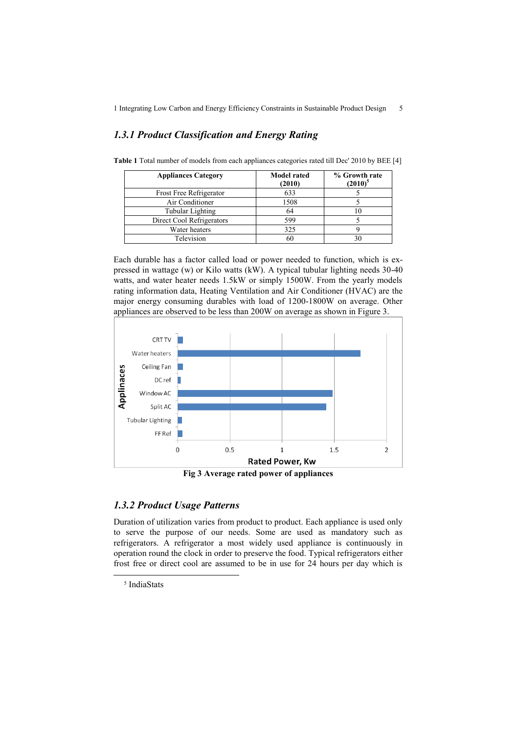### *1.3.1 Product Classification and Energy Rating*

**Table 1** Total number of models from each appliances categories rated till Dec' 2010 by BEE [4]

| Appliances Category | Model rated (2010) | % Growth rate (2010)[5] |
|---|---|---|
| Frost Free Refrigerator | 633 | 5 |
| Air Conditioner | 1508 | 5 |
| Tubular Lighting | 64 | 10 |
| Direct Cool Refrigerators | 599 | 5 |
| Water heaters | 325 | 9 |
| Television | 60 | 30 |

Each durable has a factor called load or power needed to function, which is expressed in wattage (w) or Kilo watts (kW). A typical tubular lighting needs 30-40 watts, and water heater needs 1.5kW or simply 1500W. From the yearly models rating information data, Heating Ventilation and Air Conditioner (HVAC) are the major energy consuming durables with load of 1200-1800W on average. Other appliances are observed to be less than 200W on average as shown in Figure 3.

**Fig 3 Average rated power of appliances**

### *1.3.2 Product Usage Patterns*

Duration of utilization varies from product to product. Each appliance is used only to serve the purpose of our needs. Some are used as mandatory such as refrigerators. A refrigerator a most widely used appliance is continuously in operation round the clock in order to preserve the food. Typical refrigerators either frost free or direct cool are assumed to be in use for 24 hours per day which is

[5] IndiaStats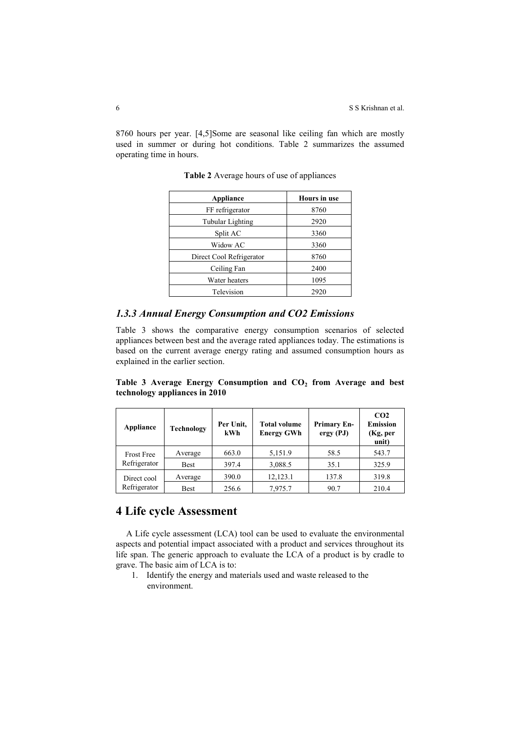8760 hours per year. [4,5]Some are seasonal like ceiling fan which are mostly used in summer or during hot conditions. Table 2 summarizes the assumed operating time in hours.

**Table 2** Average hours of use of appliances

| Appliance | Hours in use |
|---|---|
| FF refrigerator | 8760 |
| Tubular Lighting | 2920 |
| Split AC | 3360 |
| Widow AC | 3360 |
| Direct Cool Refrigerator | 8760 |
| Ceiling Fan | 2400 |
| Water heaters | 1095 |
| Television | 2920 |

### *1.3.3 Annual Energy Consumption and CO2 Emissions*

Table 3 shows the comparative energy consumption scenarios of selected appliances between best and the average rated appliances today. The estimations is based on the current average energy rating and assumed consumption hours as explained in the earlier section.

**Table 3 Average Energy Consumption and $CO_2$ from Average and best technology appliances in 2010**

| Appliance | Technology | Per Unit, kWh | Total volume Energy GWh | Primary Energy (PJ) | CO2 Emission (Kg, per unit) |
|---|---|---|---|---|---|
| Frost Free Refrigerator | Average | 663.0 | 5,151.9 | 58.5 | 543.7 |
| | Best | 397.4 | 3,088.5 | 35.1 | 325.9 |
| Direct cool Refrigerator | Average | 390.0 | 12,123.1 | 137.8 | 319.8 |
| | Best | 256.6 | 7,975.7 | 90.7 | 210.4 |

## 4 Life cycle Assessment

A Life cycle assessment (LCA) tool can be used to evaluate the environmental aspects and potential impact associated with a product and services throughout its life span. The generic approach to evaluate the LCA of a product is by cradle to grave. The basic aim of LCA is to:

1. Identify the energy and materials used and waste released to the environment.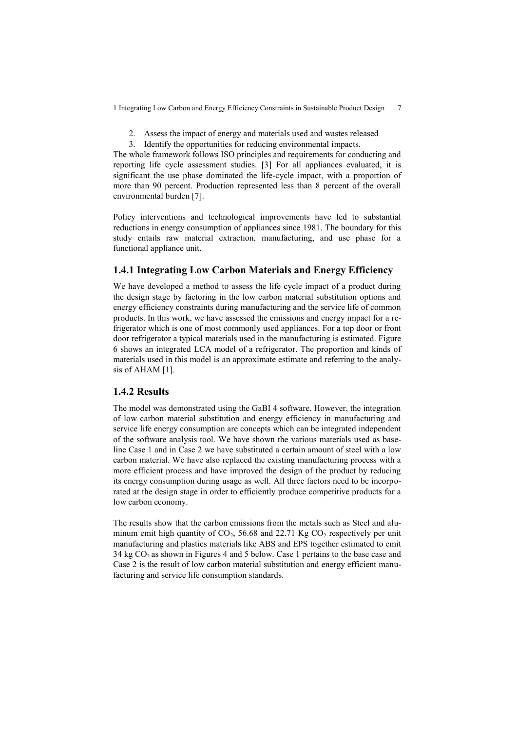2. Assess the impact of energy and materials used and wastes released
3. Identify the opportunities for reducing environmental impacts.

The whole framework follows ISO principles and requirements for conducting and reporting life cycle assessment studies. [3] For all appliances evaluated, it is significant the use phase dominated the life-cycle impact, with a proportion of more than 90 percent. Production represented less than 8 percent of the overall environmental burden [7].

Policy interventions and technological improvements have led to substantial reductions in energy consumption of appliances since 1981. The boundary for this study entails raw material extraction, manufacturing, and use phase for a functional appliance unit.

### 1.4.1 Integrating Low Carbon Materials and Energy Efficiency

We have developed a method to assess the life cycle impact of a product during the design stage by factoring in the low carbon material substitution options and energy efficiency constraints during manufacturing and the service life of common products. In this work, we have assessed the emissions and energy impact for a refrigerator which is one of most commonly used appliances. For a top door or front door refrigerator a typical materials used in the manufacturing is estimated. Figure 6 shows an integrated LCA model of a refrigerator. The proportion and kinds of materials used in this model is an approximate estimate and referring to the analysis of AHAM [1].

### 1.4.2 Results

The model was demonstrated using the GaBI 4 software. However, the integration of low carbon material substitution and energy efficiency in manufacturing and service life energy consumption are concepts which can be integrated independent of the software analysis tool. We have shown the various materials used as baseline Case 1 and in Case 2 we have substituted a certain amount of steel with a low carbon material. We have also replaced the existing manufacturing process with a more efficient process and have improved the design of the product by reducing its energy consumption during usage as well. All three factors need to be incorporated at the design stage in order to efficiently produce competitive products for a low carbon economy.

The results show that the carbon emissions from the metals such as Steel and aluminum emit high quantity of $CO_2$, 56.68 and 22.71 Kg $CO_2$ respectively per unit manufacturing and plastics materials like ABS and EPS together estimated to emit 34 kg $CO_2$ as shown in Figures 4 and 5 below. Case 1 pertains to the base case and Case 2 is the result of low carbon material substitution and energy efficient manufacturing and service life consumption standards.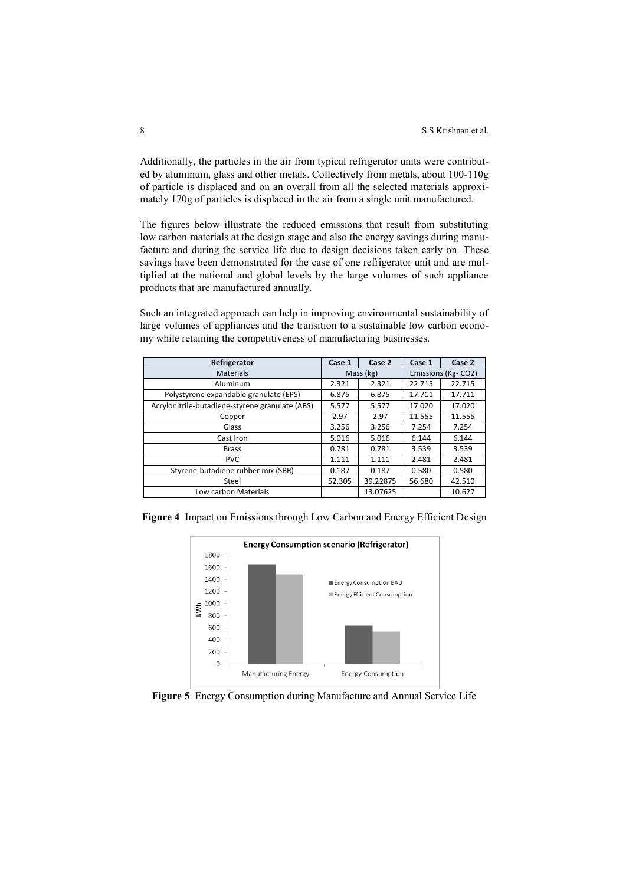Additionally, the particles in the air from typical refrigerator units were contributed by aluminum, glass and other metals. Collectively from metals, about 100-110g of particle is displaced and on an overall from all the selected materials approximately 170g of particles is displaced in the air from a single unit manufactured.

The figures below illustrate the reduced emissions that result from substituting low carbon materials at the design stage and also the energy savings during manufacture and during the service life due to design decisions taken early on. These savings have been demonstrated for the case of one refrigerator unit and are multiplied at the national and global levels by the large volumes of such appliance products that are manufactured annually.

Such an integrated approach can help in improving environmental sustainability of large volumes of appliances and the transition to a sustainable low carbon economy while retaining the competitiveness of manufacturing businesses.

| Refrigerator | Case 1 | Case 2 | Case 1 | Case 2 |
|---|---|---|---|---|
| Materials | Mass (kg) | | Emissions (Kg- $CO_2$) | |
| Aluminum | 2.321 | 2.321 | 22.715 | 22.715 |
| Polystyrene expandable granulate (EPS) | 6.875 | 6.875 | 17.711 | 17.711 |
| Acrylonitrile-butadiene-styrene granulate (ABS) | 5.577 | 5.577 | 17.020 | 17.020 |
| Copper | 2.97 | 2.97 | 11.555 | 11.555 |
| Glass | 3.256 | 3.256 | 7.254 | 7.254 |
| Cast Iron | 5.016 | 5.016 | 6.144 | 6.144 |
| Brass | 0.781 | 0.781 | 3.539 | 3.539 |
| PVC | 1.111 | 1.111 | 2.481 | 2.481 |
| Styrene-butadiene rubber mix (SBR) | 0.187 | 0.187 | 0.580 | 0.580 |
| Steel | 52.305 | 39.22875 | 56.680 | 42.510 |
| Low carbon Materials | | 13.07625 | | 10.627 |

**Figure 4** Impact on Emissions through Low Carbon and Energy Efficient Design

**Figure 5** Energy Consumption during Manufacture and Annual Service Life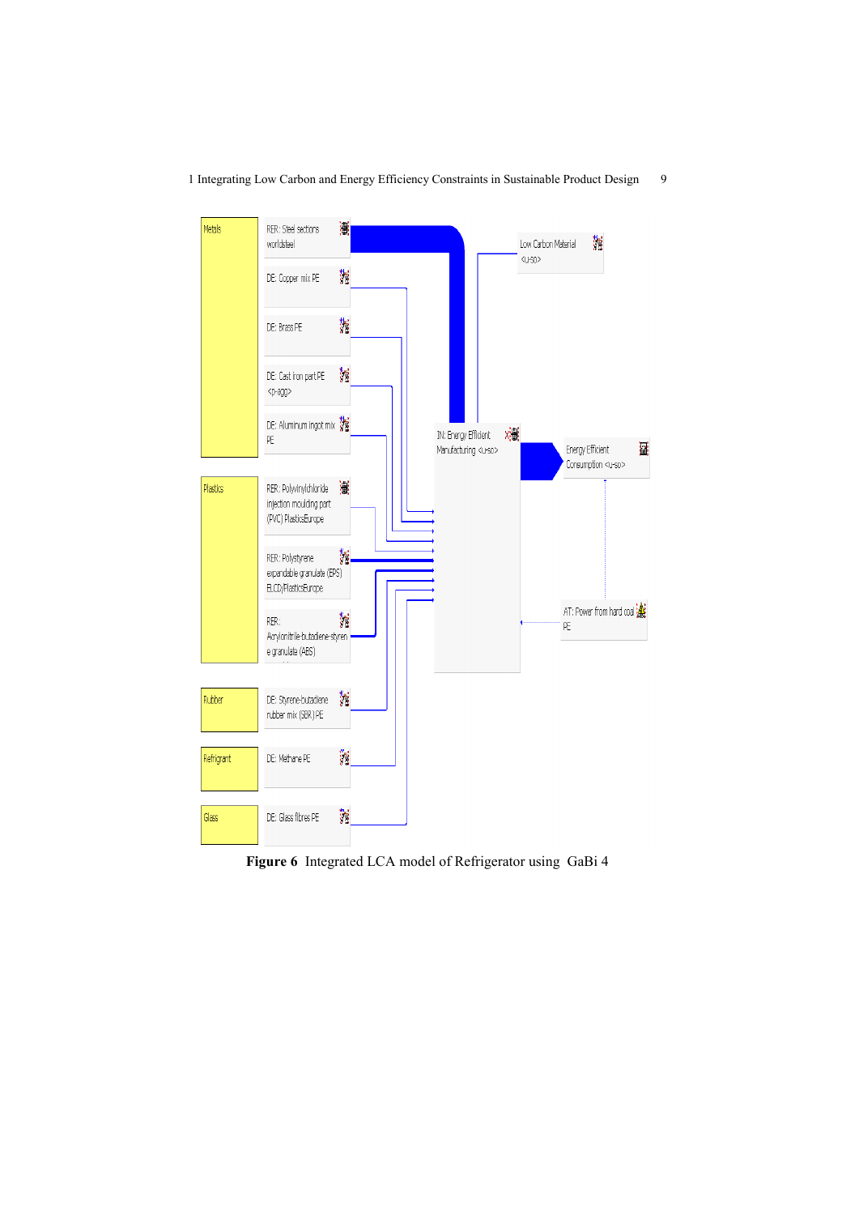**Figure 6** Integrated LCA model of Refrigerator using GaBi 4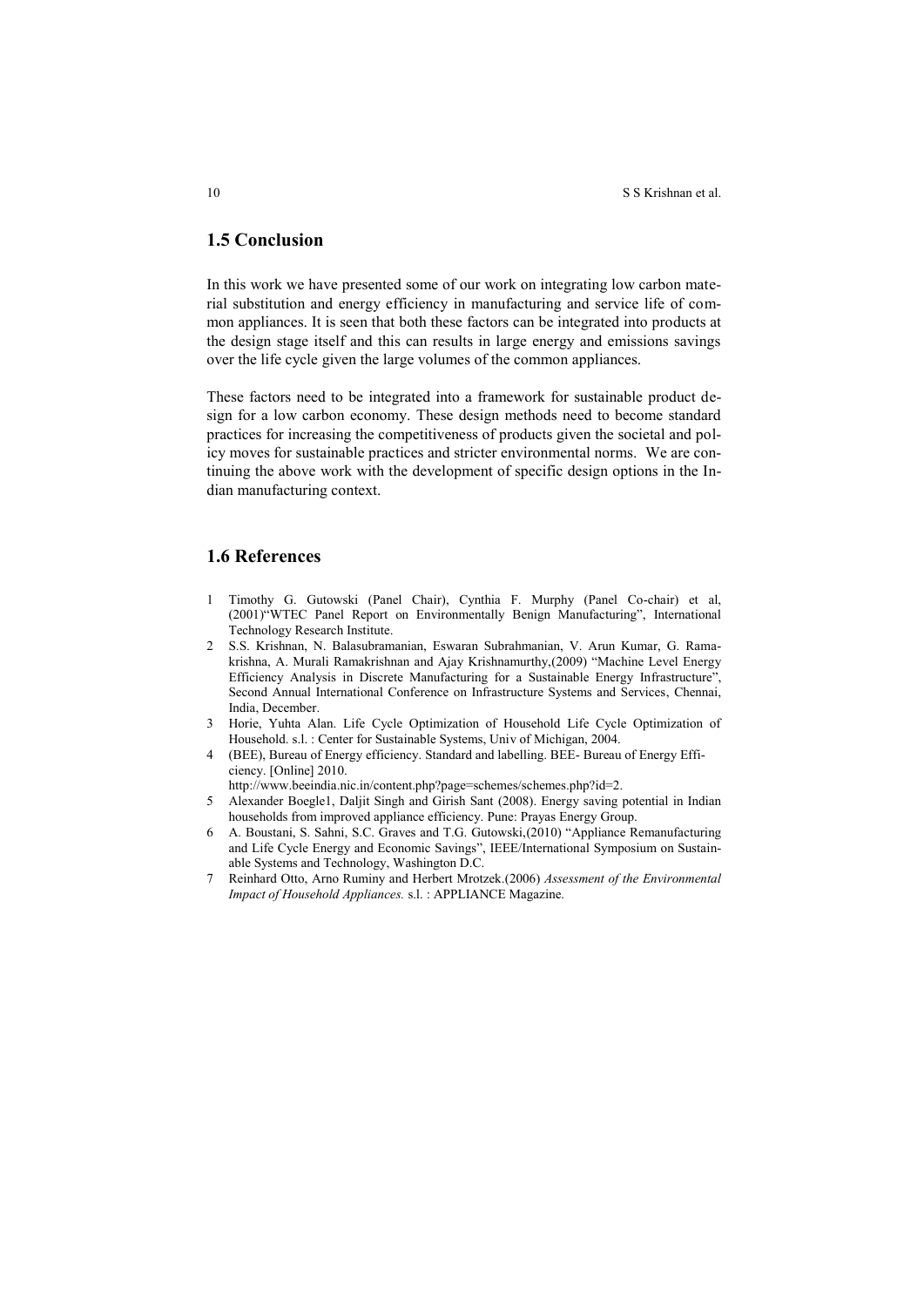## 1.5 Conclusion

In this work we have presented some of our work on integrating low carbon material substitution and energy efficiency in manufacturing and service life of common appliances. It is seen that both these factors can be integrated into products at the design stage itself and this can results in large energy and emissions savings over the life cycle given the large volumes of the common appliances.

These factors need to be integrated into a framework for sustainable product design for a low carbon economy. These design methods need to become standard practices for increasing the competitiveness of products given the societal and policy moves for sustainable practices and stricter environmental norms. We are continuing the above work with the development of specific design options in the Indian manufacturing context.

## 1.6 References

1. Timothy G. Gutowski (Panel Chair), Cynthia F. Murphy (Panel Co-chair) et al, (2001)"WTEC Panel Report on Environmentally Benign Manufacturing", International Technology Research Institute.
2. S.S. Krishnan, N. Balasubramanian, Eswaran Subrahmanian, V. Arun Kumar, G. Ramakrishna, A. Murali Ramakrishnan and Ajay Krishnamurthy,(2009) "Machine Level Energy Efficiency Analysis in Discrete Manufacturing for a Sustainable Energy Infrastructure", Second Annual International Conference on Infrastructure Systems and Services, Chennai, India, December.
3. Horie, Yuhta Alan. Life Cycle Optimization of Household Life Cycle Optimization of Household. s.l. : Center for Sustainable Systems, Univ of Michigan, 2004.
4. (BEE), Bureau of Energy efficiency. Standard and labelling. BEE- Bureau of Energy Efficiency. [Online] 2010. http://www.beeindia.nic.in/content.php?page=schemes/schemes.php?id=2.
5. Alexander Boegle1, Daljit Singh and Girish Sant (2008). Energy saving potential in Indian households from improved appliance efficiency. Pune: Prayas Energy Group.
6. A. Boustani, S. Sahni, S.C. Graves and T.G. Gutowski,(2010) "Appliance Remanufacturing and Life Cycle Energy and Economic Savings", IEEE/International Symposium on Sustainable Systems and Technology, Washington D.C.
7. Reinhard Otto, Arno Ruminy and Herbert Mrotzek.(2006) *Assessment of the Environmental Impact of Household Appliances.* s.l. : APPLIANCE Magazine.